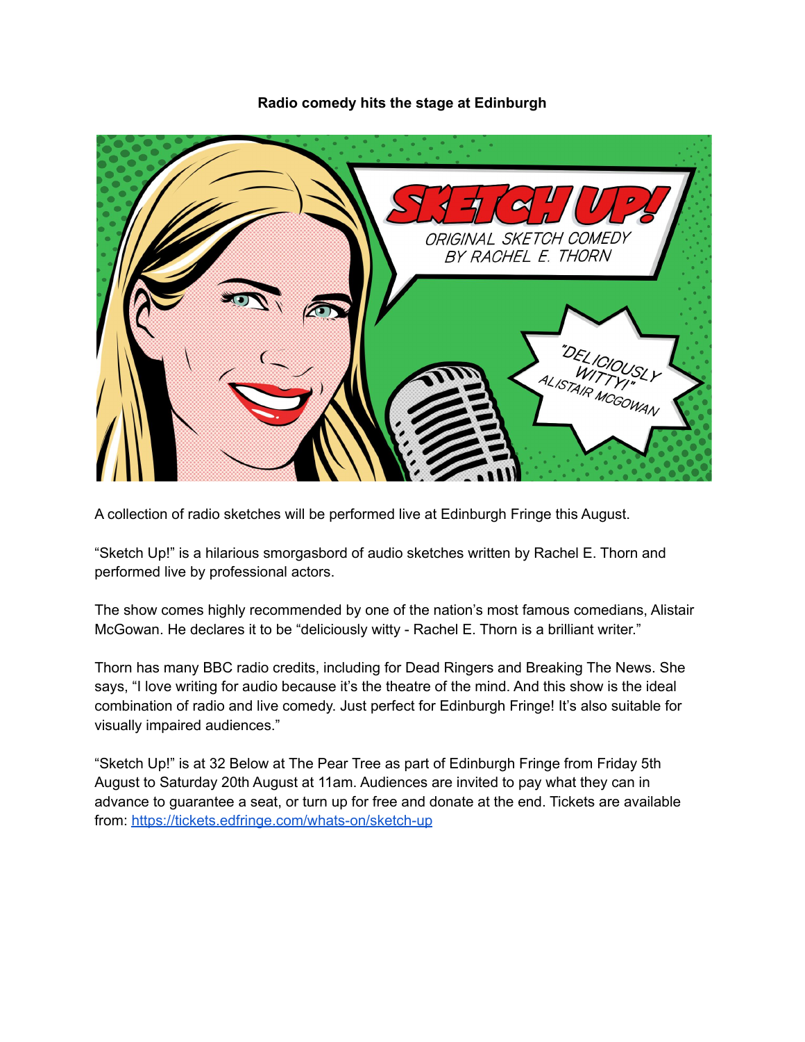**Radio comedy hits the stage at Edinburgh**

A collection of radio sketches will be performed live at Edinburgh Fringe this August.

"Sketch Up!" is a hilarious smorgasbord of audio sketches written by Rachel E. Thorn and performed live by professional actors.

The show comes highly recommended by one of the nation's most famous comedians, Alistair McGowan. He declares it to be "deliciously witty - Rachel E. Thorn is a brilliant writer."

Thorn has many BBC radio credits, including for Dead Ringers and Breaking The News. She says, "I love writing for audio because it's the theatre of the mind. And this show is the ideal combination of radio and live comedy. Just perfect for Edinburgh Fringe! It's also suitable for visually impaired audiences."

"Sketch Up!" is at 32 Below at The Pear Tree as part of Edinburgh Fringe from Friday 5th August to Saturday 20th August at 11am. Audiences are invited to pay what they can in advance to guarantee a seat, or turn up for free and donate at the end. Tickets are available from: [https://tickets.edfringe.com/whats-on/sketch-up](https://tickets.edfringe.com/whats-on/sketch-up)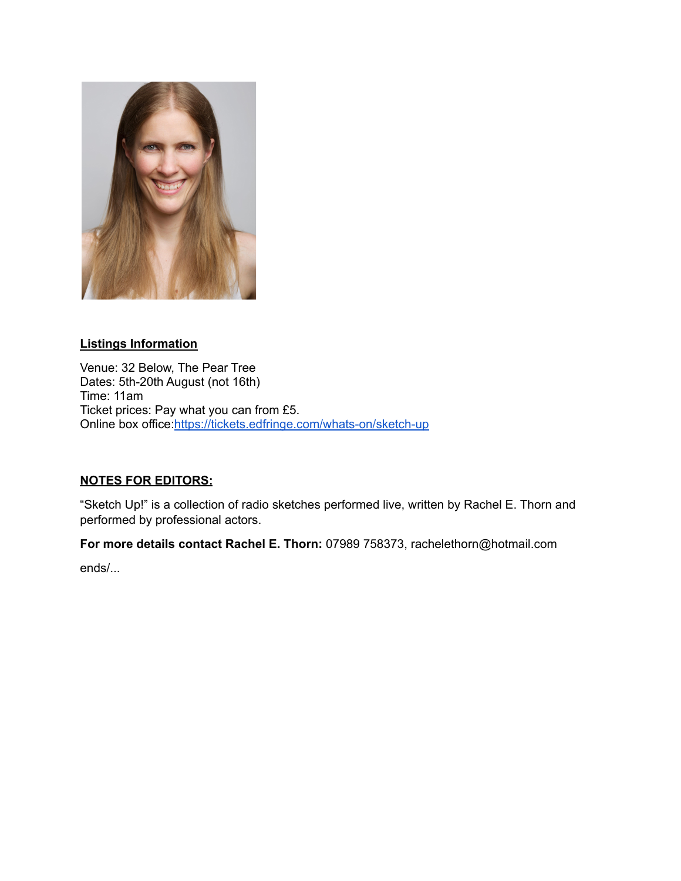**Listings Information**

Venue: 32 Below, The Pear Tree
Dates: 5th-20th August (not 16th)
Time: 11am
Ticket prices: Pay what you can from £5.
Online box office:[https://tickets.edfringe.com/whats-on/sketch-up](https://tickets.edfringe.com/whats-on/sketch-up)

**NOTES FOR EDITORS:**

"Sketch Up!" is a collection of radio sketches performed live, written by Rachel E. Thorn and performed by professional actors.

**For more details contact Rachel E. Thorn:** 07989 758373, rachelethorn@hotmail.com

ends/...